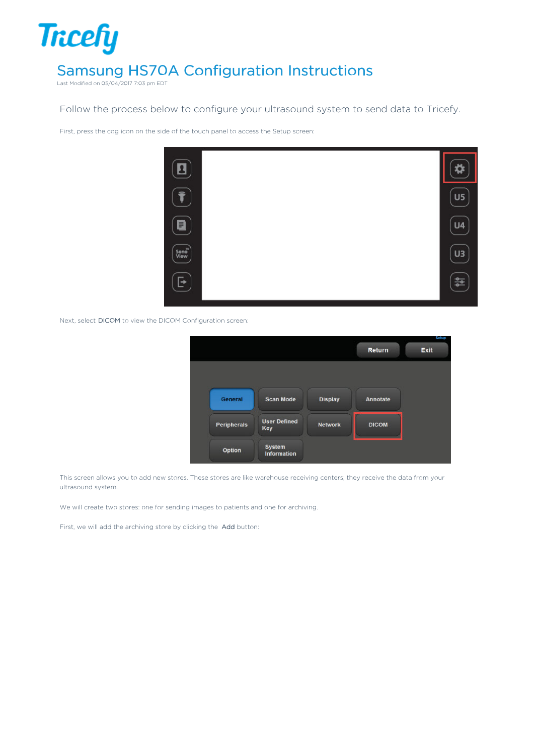Tricefy

# Samsung HS70A Configuration Instructions

Last Modified on 05/04/2017 7:03 pm EDT

Follow the process below to configure your ultrasound system to send data to Tricefy.

First, press the cog icon on the side of the touch panel to access the Setup screen:

Next, select DICOM to view the DICOM Configuration screen:

This screen allows you to add new stores. These stores are like warehouse receiving centers; they receive the data from your ultrasound system.

We will create two stores: one for sending images to patients and one for archiving.

First, we will add the archiving store by clicking the Add button: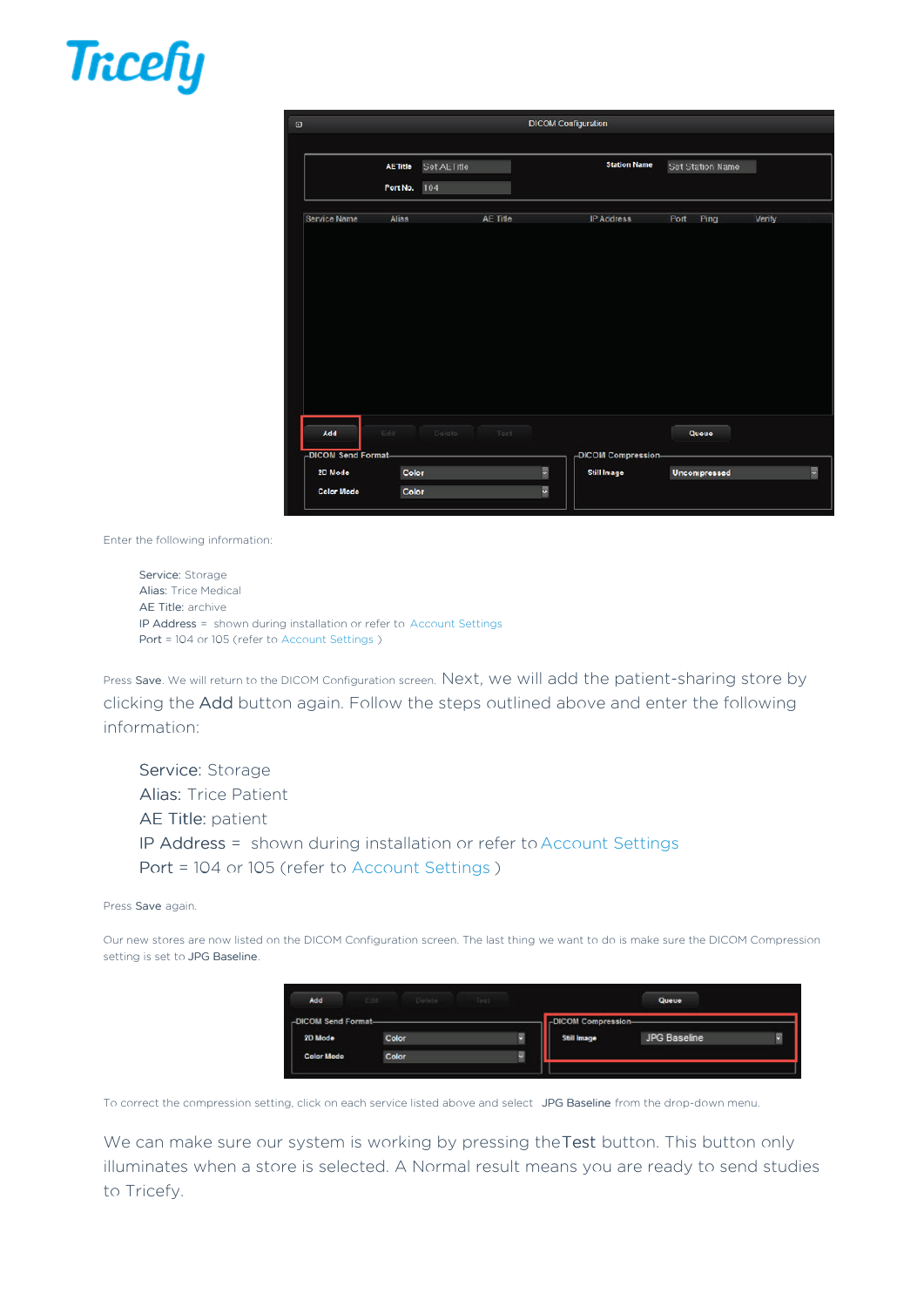Enter the following information:

Service: Storage
Alias: Trice Medical
AE Title: archive
IP Address = shown during installation or refer to Account Settings
Port = 104 or 105 (refer to Account Settings )

Press Save. We will return to the DICOM Configuration screen. Next, we will add the patient-sharing store by clicking the Add button again. Follow the steps outlined above and enter the following information:

Service: Storage
Alias: Trice Patient
AE Title: patient
IP Address = shown during installation or refer to Account Settings
Port = 104 or 105 (refer to Account Settings )

Press Save again.

Our new stores are now listed on the DICOM Configuration screen. The last thing we want to do is make sure the DICOM Compression setting is set to JPG Baseline.

To correct the compression setting, click on each service listed above and select JPG Baseline from the drop-down menu.

We can make sure our system is working by pressing the Test button. This button only illuminates when a store is selected. A Normal result means you are ready to send studies to Tricefy.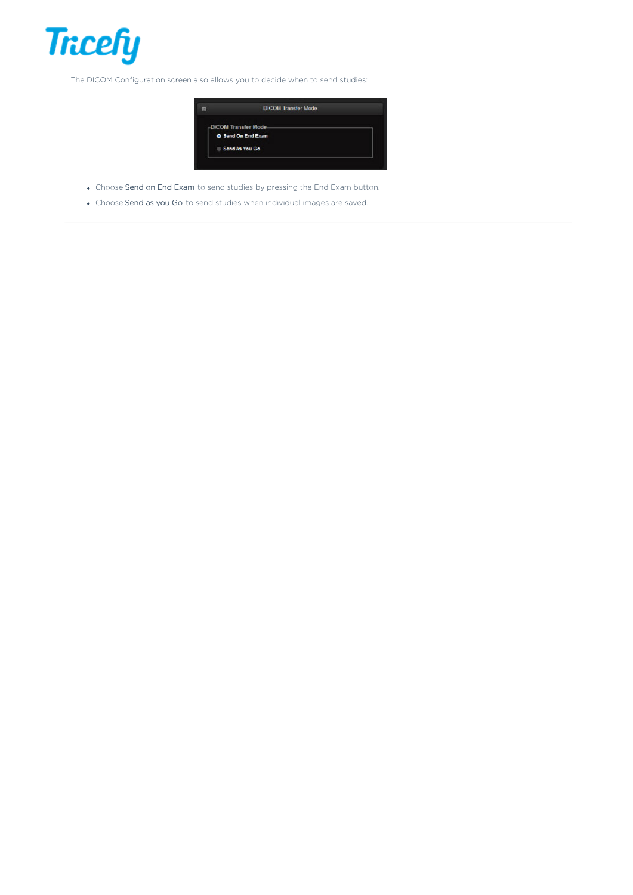The DICOM Configuration screen also allows you to decide when to send studies:

- Choose Send on End Exam to send studies by pressing the End Exam button.
- Choose Send as you Go to send studies when individual images are saved.